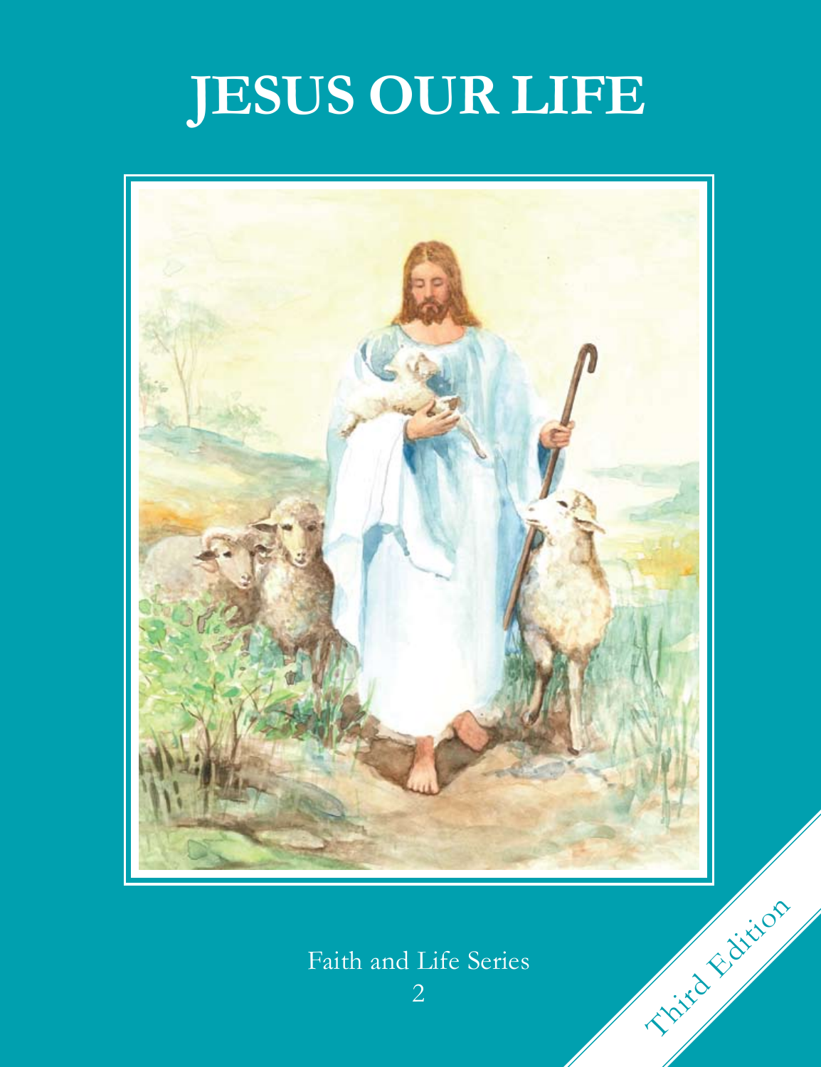# JESUS OUR LIFE

Faith and Life Series

2

Third Edition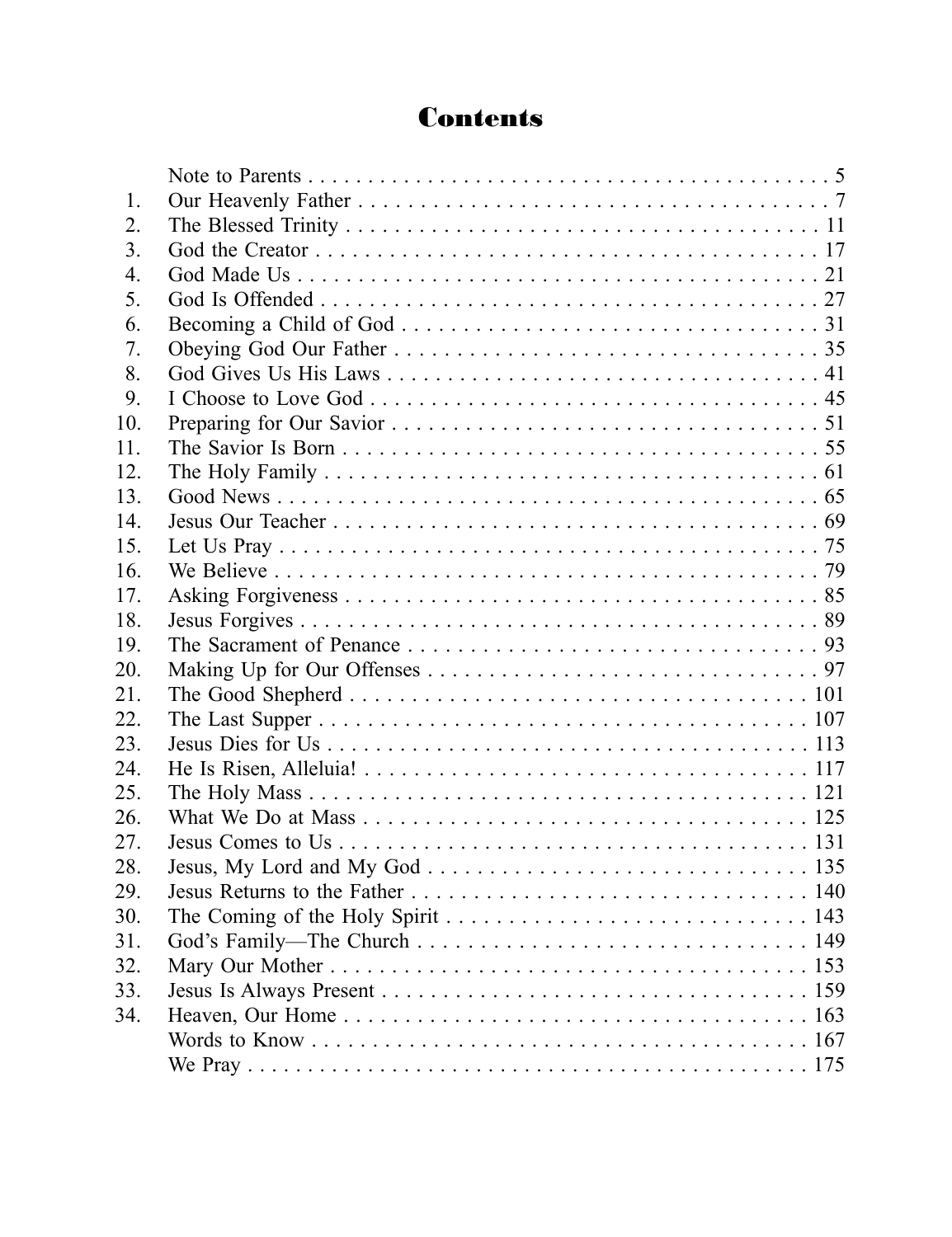# Contents

| | | |
|---|---|---|
| | Note to Parents | 5 |
| 1. | Our Heavenly Father | 7 |
| 2. | The Blessed Trinity | 11 |
| 3. | God the Creator | 17 |
| 4. | God Made Us | 21 |
| 5. | God Is Offended | 27 |
| 6. | Becoming a Child of God | 31 |
| 7. | Obeying God Our Father | 35 |
| 8. | God Gives Us His Laws | 41 |
| 9. | I Choose to Love God | 45 |
| 10. | Preparing for Our Savior | 51 |
| 11. | The Savior Is Born | 55 |
| 12. | The Holy Family | 61 |
| 13. | Good News | 65 |
| 14. | Jesus Our Teacher | 69 |
| 15. | Let Us Pray | 75 |
| 16. | We Believe | 79 |
| 17. | Asking Forgiveness | 85 |
| 18. | Jesus Forgives | 89 |
| 19. | The Sacrament of Penance | 93 |
| 20. | Making Up for Our Offenses | 97 |
| 21. | The Good Shepherd | 101 |
| 22. | The Last Supper | 107 |
| 23. | Jesus Dies for Us | 113 |
| 24. | He Is Risen, Alleluia! | 117 |
| 25. | The Holy Mass | 121 |
| 26. | What We Do at Mass | 125 |
| 27. | Jesus Comes to Us | 131 |
| 28. | Jesus, My Lord and My God | 135 |
| 29. | Jesus Returns to the Father | 140 |
| 30. | The Coming of the Holy Spirit | 143 |
| 31. | God's Family—The Church | 149 |
| 32. | Mary Our Mother | 153 |
| 33. | Jesus Is Always Present | 159 |
| 34. | Heaven, Our Home | 163 |
| | Words to Know | 167 |
| | We Pray | 175 |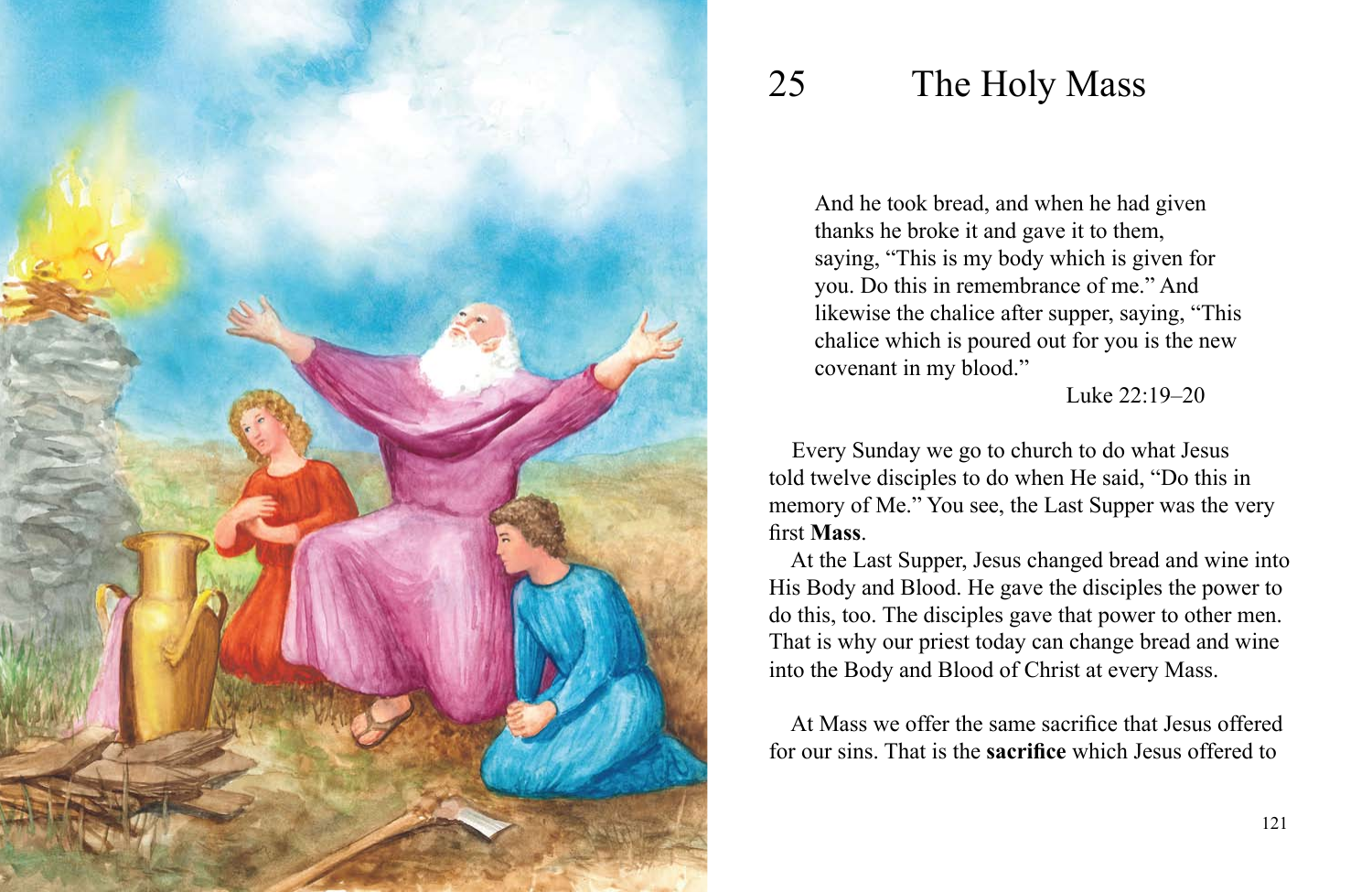# 25 The Holy Mass

> And he took bread, and when he had given thanks he broke it and gave it to them, saying, "This is my body which is given for you. Do this in remembrance of me." And likewise the chalice after supper, saying, "This chalice which is poured out for you is the new covenant in my blood."
>
> Luke 22:19–20

Every Sunday we go to church to do what Jesus told twelve disciples to do when He said, "Do this in memory of Me." You see, the Last Supper was the very first **Mass**.

At the Last Supper, Jesus changed bread and wine into His Body and Blood. He gave the disciples the power to do this, too. The disciples gave that power to other men. That is why our priest today can change bread and wine into the Body and Blood of Christ at every Mass.

At Mass we offer the same sacrifice that Jesus offered for our sins. That is the **sacrifice** which Jesus offered to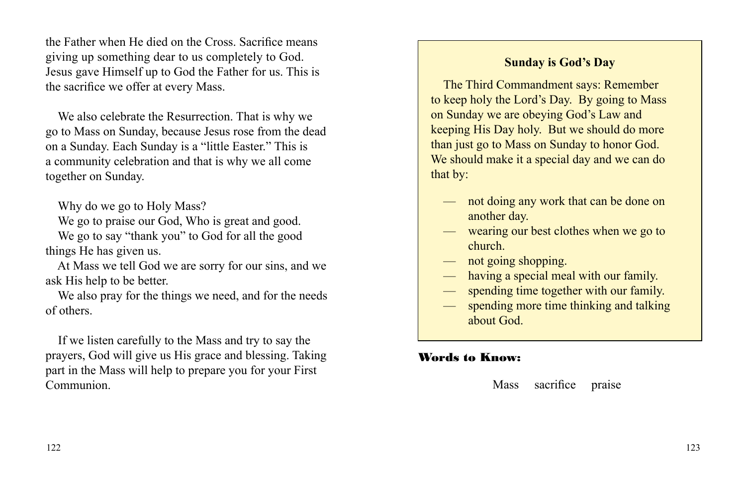the Father when He died on the Cross. Sacrifice means giving up something dear to us completely to God. Jesus gave Himself up to God the Father for us. This is the sacrifice we offer at every Mass.

We also celebrate the Resurrection. That is why we go to Mass on Sunday, because Jesus rose from the dead on a Sunday. Each Sunday is a "little Easter." This is a community celebration and that is why we all come together on Sunday.

Why do we go to Holy Mass?
We go to praise our God, Who is great and good.
We go to say "thank you" to God for all the good things He has given us.
At Mass we tell God we are sorry for our sins, and we ask His help to be better.
We also pray for the things we need, and for the needs of others.

If we listen carefully to the Mass and try to say the prayers, God will give us His grace and blessing. Taking part in the Mass will help to prepare you for your First Communion.

**Sunday is God's Day**

The Third Commandment says: Remember to keep holy the Lord's Day. By going to Mass on Sunday we are obeying God's Law and keeping His Day holy. But we should do more than just go to Mass on Sunday to honor God. We should make it a special day and we can do that by:

— not doing any work that can be done on another day.
— wearing our best clothes when we go to church.
— not going shopping.
— having a special meal with our family.
— spending time together with our family.
— spending more time thinking and talking about God.

**Words to Know:**

Mass sacrifice praise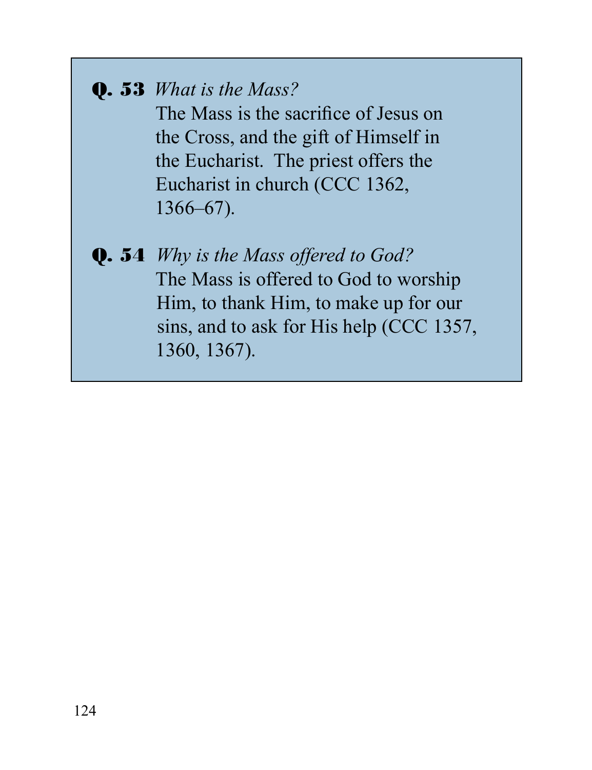**Q. 53** *What is the Mass?*
The Mass is the sacrifice of Jesus on the Cross, and the gift of Himself in the Eucharist. The priest offers the Eucharist in church (CCC 1362, 1366–67).

**Q. 54** *Why is the Mass offered to God?*
The Mass is offered to God to worship Him, to thank Him, to make up for our sins, and to ask for His help (CCC 1357, 1360, 1367).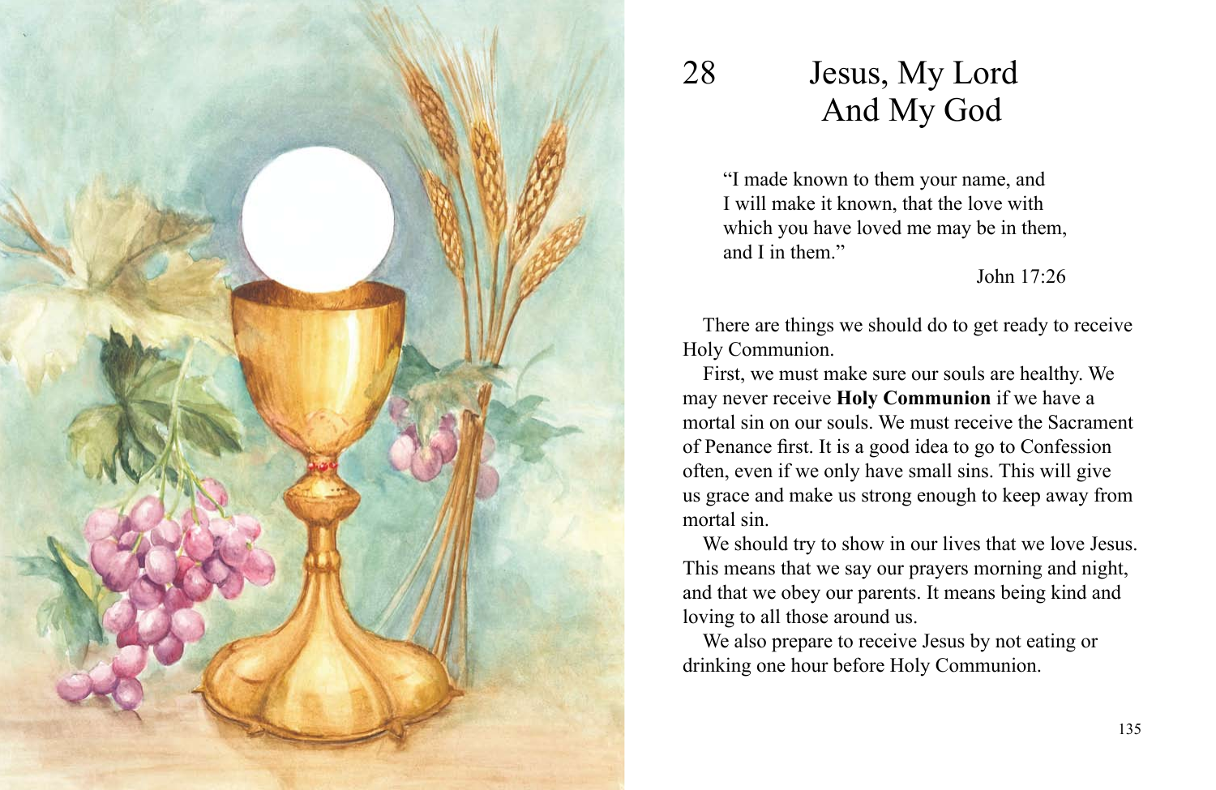# 28 Jesus, My Lord And My God

> "I made known to them your name, and I will make it known, that the love with which you have loved me may be in them, and I in them."
>
> John 17:26

There are things we should do to get ready to receive Holy Communion.

First, we must make sure our souls are healthy. We may never receive **Holy Communion** if we have a mortal sin on our souls. We must receive the Sacrament of Penance first. It is a good idea to go to Confession often, even if we only have small sins. This will give us grace and make us strong enough to keep away from mortal sin.

We should try to show in our lives that we love Jesus. This means that we say our prayers morning and night, and that we obey our parents. It means being kind and loving to all those around us.

We also prepare to receive Jesus by not eating or drinking one hour before Holy Communion.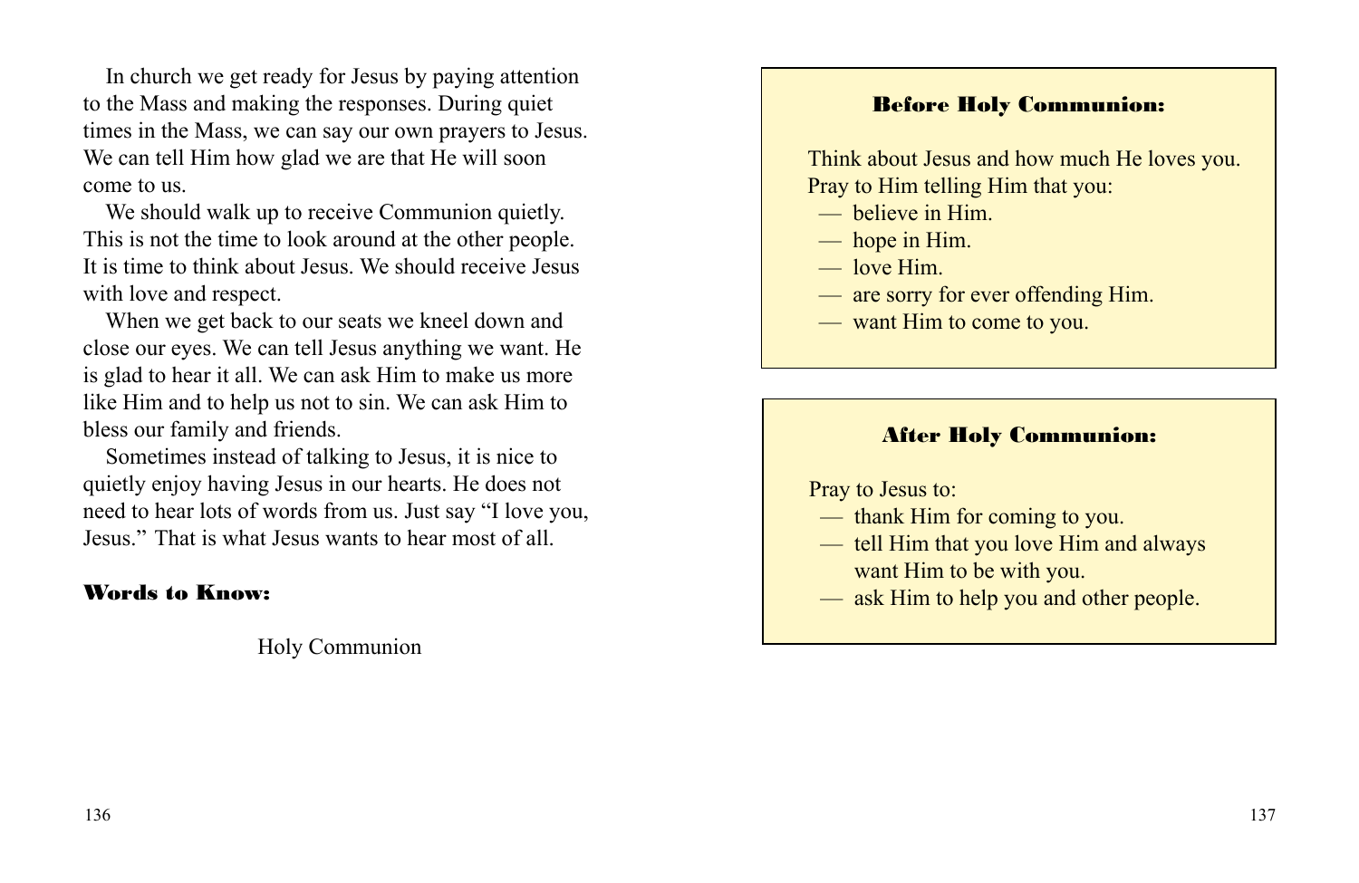In church we get ready for Jesus by paying attention to the Mass and making the responses. During quiet times in the Mass, we can say our own prayers to Jesus. We can tell Him how glad we are that He will soon come to us.

We should walk up to receive Communion quietly. This is not the time to look around at the other people. It is time to think about Jesus. We should receive Jesus with love and respect.

When we get back to our seats we kneel down and close our eyes. We can tell Jesus anything we want. He is glad to hear it all. We can ask Him to make us more like Him and to help us not to sin. We can ask Him to bless our family and friends.

Sometimes instead of talking to Jesus, it is nice to quietly enjoy having Jesus in our hearts. He does not need to hear lots of words from us. Just say "I love you, Jesus." That is what Jesus wants to hear most of all.

**Words to Know:**

Holy Communion

### Before Holy Communion:

Think about Jesus and how much He loves you. Pray to Him telling Him that you:

— believe in Him.
— hope in Him.
— love Him.
— are sorry for ever offending Him.
— want Him to come to you.

### After Holy Communion:

Pray to Jesus to:

— thank Him for coming to you.
— tell Him that you love Him and always want Him to be with you.
— ask Him to help you and other people.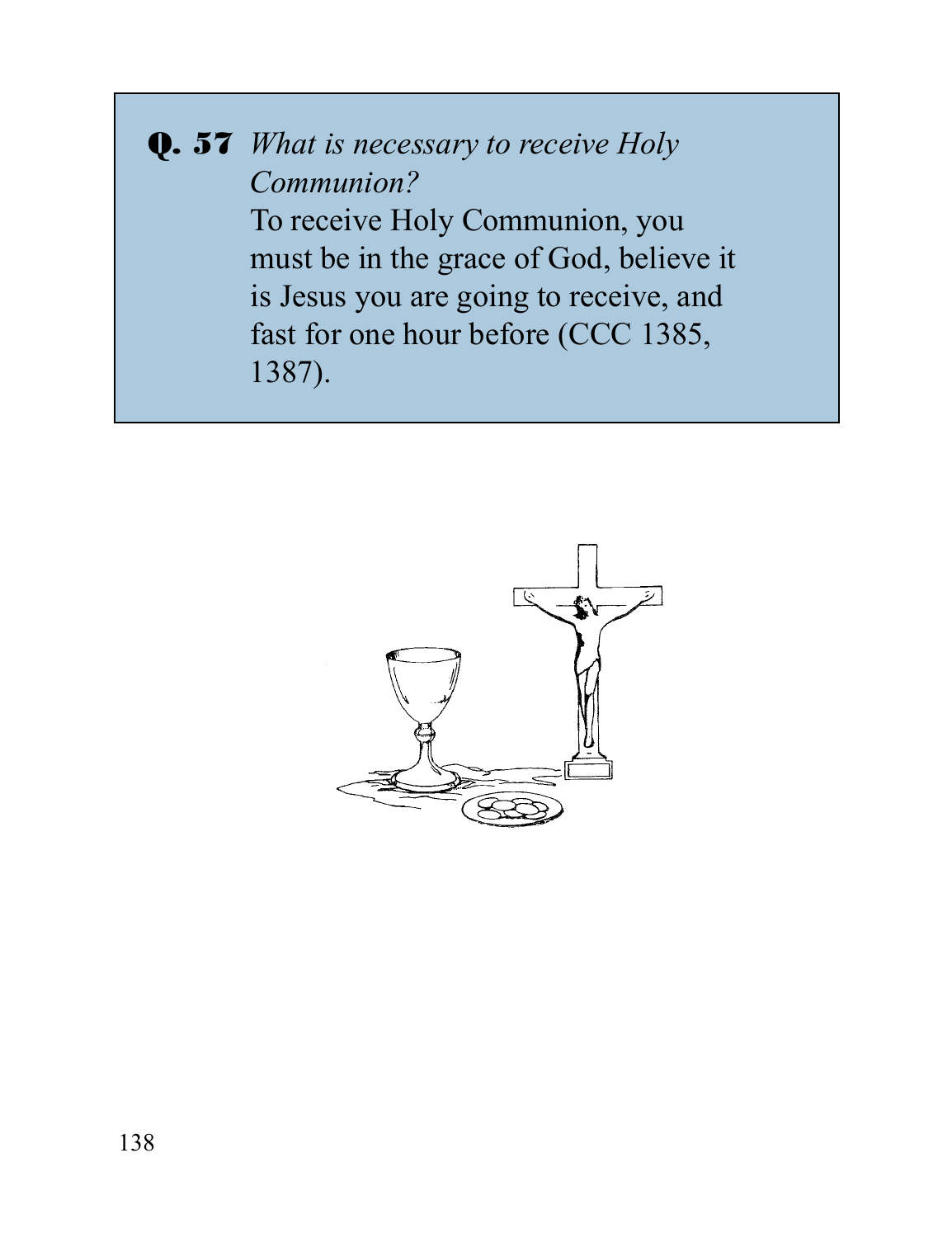**Q. 57** *What is necessary to receive Holy Communion?*

To receive Holy Communion, you must be in the grace of God, believe it is Jesus you are going to receive, and fast for one hour before (CCC 1385, 1387).